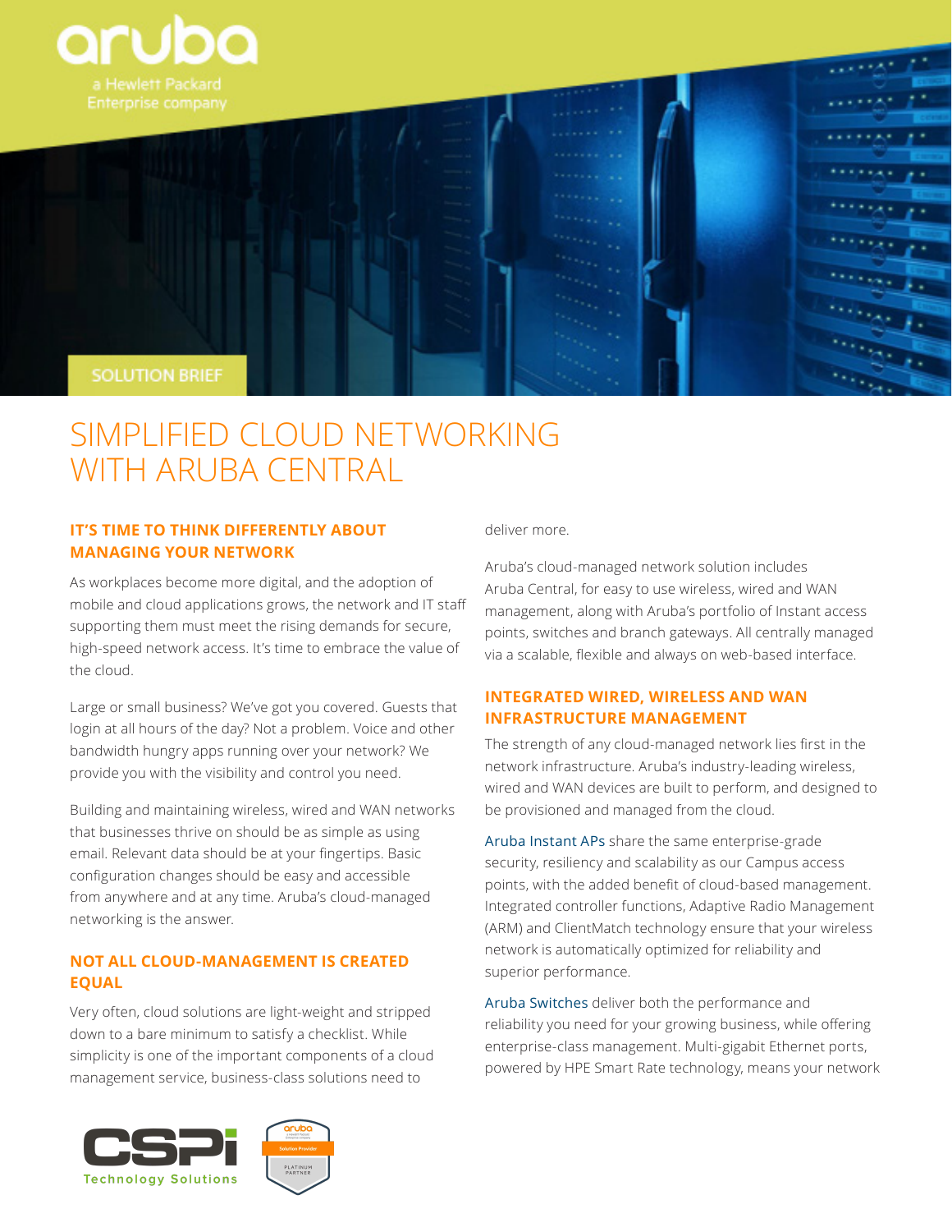aruba

a Hewlett Packard Enterprise company

SOLUTION BRIEF

# SIMPLIFIED CLOUD NETWORKING WITH ARUBA CENTRAL

## IT'S TIME TO THINK DIFFERENTLY ABOUT MANAGING YOUR NETWORK

As workplaces become more digital, and the adoption of mobile and cloud applications grows, the network and IT staff supporting them must meet the rising demands for secure, high-speed network access. It's time to embrace the value of the cloud.

Large or small business? We've got you covered. Guests that login at all hours of the day? Not a problem. Voice and other bandwidth hungry apps running over your network? We provide you with the visibility and control you need.

Building and maintaining wireless, wired and WAN networks that businesses thrive on should be as simple as using email. Relevant data should be at your fingertips. Basic configuration changes should be easy and accessible from anywhere and at any time. Aruba's cloud-managed networking is the answer.

## NOT ALL CLOUD-MANAGEMENT IS CREATED EQUAL

Very often, cloud solutions are light-weight and stripped down to a bare minimum to satisfy a checklist. While simplicity is one of the important components of a cloud management service, business-class solutions need to deliver more.

Aruba's cloud-managed network solution includes Aruba Central, for easy to use wireless, wired and WAN management, along with Aruba's portfolio of Instant access points, switches and branch gateways. All centrally managed via a scalable, flexible and always on web-based interface.

## INTEGRATED WIRED, WIRELESS AND WAN INFRASTRUCTURE MANAGEMENT

The strength of any cloud-managed network lies first in the network infrastructure. Aruba's industry-leading wireless, wired and WAN devices are built to perform, and designed to be provisioned and managed from the cloud.

Aruba Instant APs share the same enterprise-grade security, resiliency and scalability as our Campus access points, with the added benefit of cloud-based management. Integrated controller functions, Adaptive Radio Management (ARM) and ClientMatch technology ensure that your wireless network is automatically optimized for reliability and superior performance.

Aruba Switches deliver both the performance and reliability you need for your growing business, while offering enterprise-class management. Multi-gigabit Ethernet ports, powered by HPE Smart Rate technology, means your network

CSPi Technology Solutions

aruba Solution Provider PLATINUM PARTNER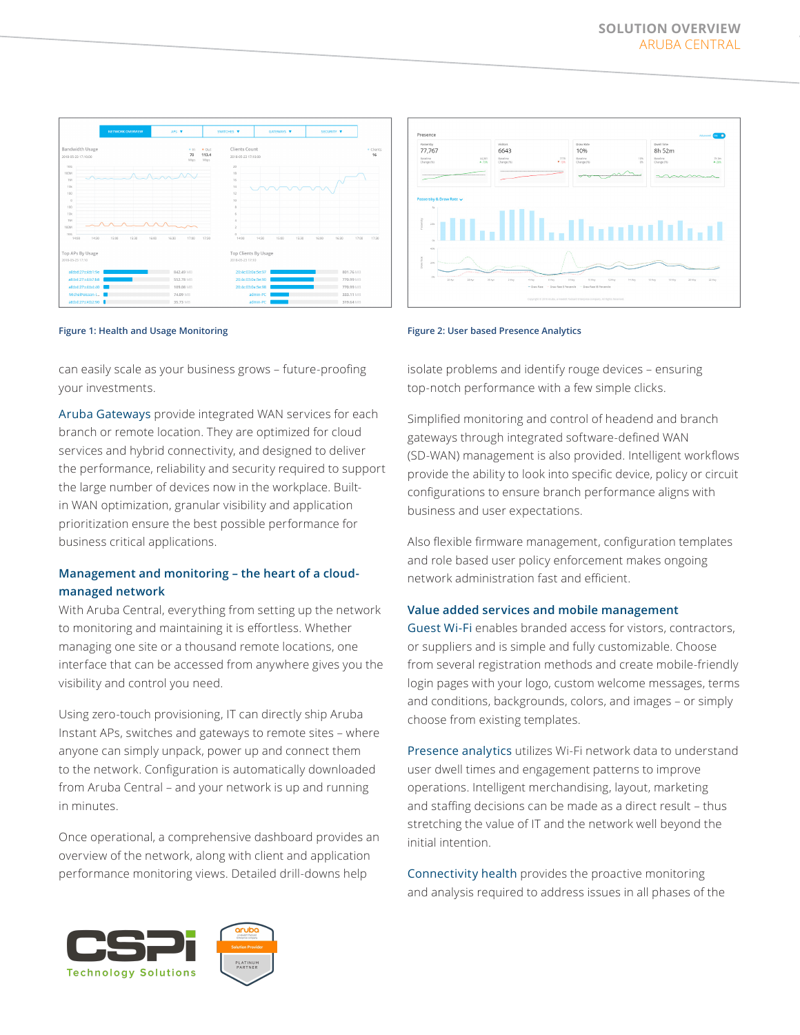Figure 1: Health and Usage Monitoring

Figure 2: User based Presence Analytics

can easily scale as your business grows – future-proofing your investments.

Aruba Gateways provide integrated WAN services for each branch or remote location. They are optimized for cloud services and hybrid connectivity, and designed to deliver the performance, reliability and security required to support the large number of devices now in the workplace. Built-in WAN optimization, granular visibility and application prioritization ensure the best possible performance for business critical applications.

### Management and monitoring – the heart of a cloud-managed network

With Aruba Central, everything from setting up the network to monitoring and maintaining it is effortless. Whether managing one site or a thousand remote locations, one interface that can be accessed from anywhere gives you the visibility and control you need.

Using zero-touch provisioning, IT can directly ship Aruba Instant APs, switches and gateways to remote sites – where anyone can simply unpack, power up and connect them to the network. Configuration is automatically downloaded from Aruba Central – and your network is up and running in minutes.

Once operational, a comprehensive dashboard provides an overview of the network, along with client and application performance monitoring views. Detailed drill-downs help isolate problems and identify rouge devices – ensuring top-notch performance with a few simple clicks.

Simplified monitoring and control of headend and branch gateways through integrated software-defined WAN (SD-WAN) management is also provided. Intelligent workflows provide the ability to look into specific device, policy or circuit configurations to ensure branch performance aligns with business and user expectations.

Also flexible firmware management, configuration templates and role based user policy enforcement makes ongoing network administration fast and efficient.

### Value added services and mobile management

Guest Wi-Fi enables branded access for vistors, contractors, or suppliers and is simple and fully customizable. Choose from several registration methods and create mobile-friendly login pages with your logo, custom welcome messages, terms and conditions, backgrounds, colors, and images – or simply choose from existing templates.

Presence analytics utilizes Wi-Fi network data to understand user dwell times and engagement patterns to improve operations. Intelligent merchandising, layout, marketing and staffing decisions can be made as a direct result – thus stretching the value of IT and the network well beyond the initial intention.

Connectivity health provides the proactive monitoring and analysis required to address issues in all phases of the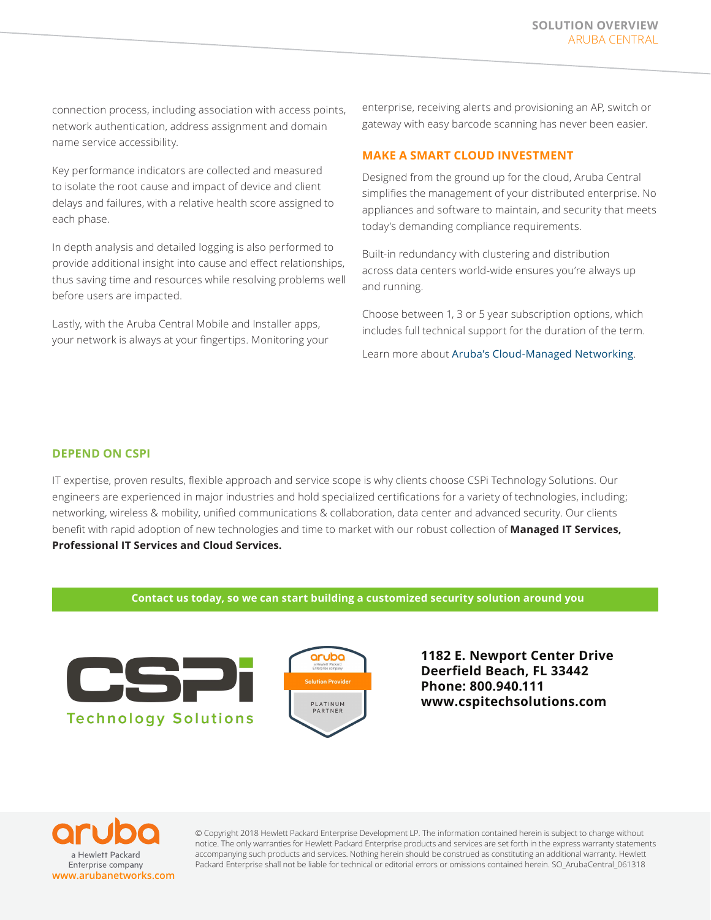connection process, including association with access points, network authentication, address assignment and domain name service accessibility.

Key performance indicators are collected and measured to isolate the root cause and impact of device and client delays and failures, with a relative health score assigned to each phase.

In depth analysis and detailed logging is also performed to provide additional insight into cause and effect relationships, thus saving time and resources while resolving problems well before users are impacted.

Lastly, with the Aruba Central Mobile and Installer apps, your network is always at your fingertips. Monitoring your enterprise, receiving alerts and provisioning an AP, switch or gateway with easy barcode scanning has never been easier.

## MAKE A SMART CLOUD INVESTMENT

Designed from the ground up for the cloud, Aruba Central simplifies the management of your distributed enterprise. No appliances and software to maintain, and security that meets today's demanding compliance requirements.

Built-in redundancy with clustering and distribution across data centers world-wide ensures you're always up and running.

Choose between 1, 3 or 5 year subscription options, which includes full technical support for the duration of the term.

Learn more about Aruba's Cloud-Managed Networking.

## DEPEND ON CSPI

IT expertise, proven results, flexible approach and service scope is why clients choose CSPi Technology Solutions. Our engineers are experienced in major industries and hold specialized certifications for a variety of technologies, including; networking, wireless & mobility, unified communications & collaboration, data center and advanced security. Our clients benefit with rapid adoption of new technologies and time to market with our robust collection of **Managed IT Services, Professional IT Services and Cloud Services.**

**Contact us today, so we can start building a customized security solution around you**

CSPi Technology Solutions

aruba a Hewlett Packard Enterprise company — Solution Provider — PLATINUM PARTNER

**1182 E. Newport Center Drive**
**Deerfield Beach, FL 33442**
**Phone: 800.940.111**
**www.cspitechsolutions.com**

aruba
a Hewlett Packard Enterprise company
www.arubanetworks.com

© Copyright 2018 Hewlett Packard Enterprise Development LP. The information contained herein is subject to change without notice. The only warranties for Hewlett Packard Enterprise products and services are set forth in the express warranty statements accompanying such products and services. Nothing herein should be construed as constituting an additional warranty. Hewlett Packard Enterprise shall not be liable for technical or editorial errors or omissions contained herein. SO_ArubaCentral_061318